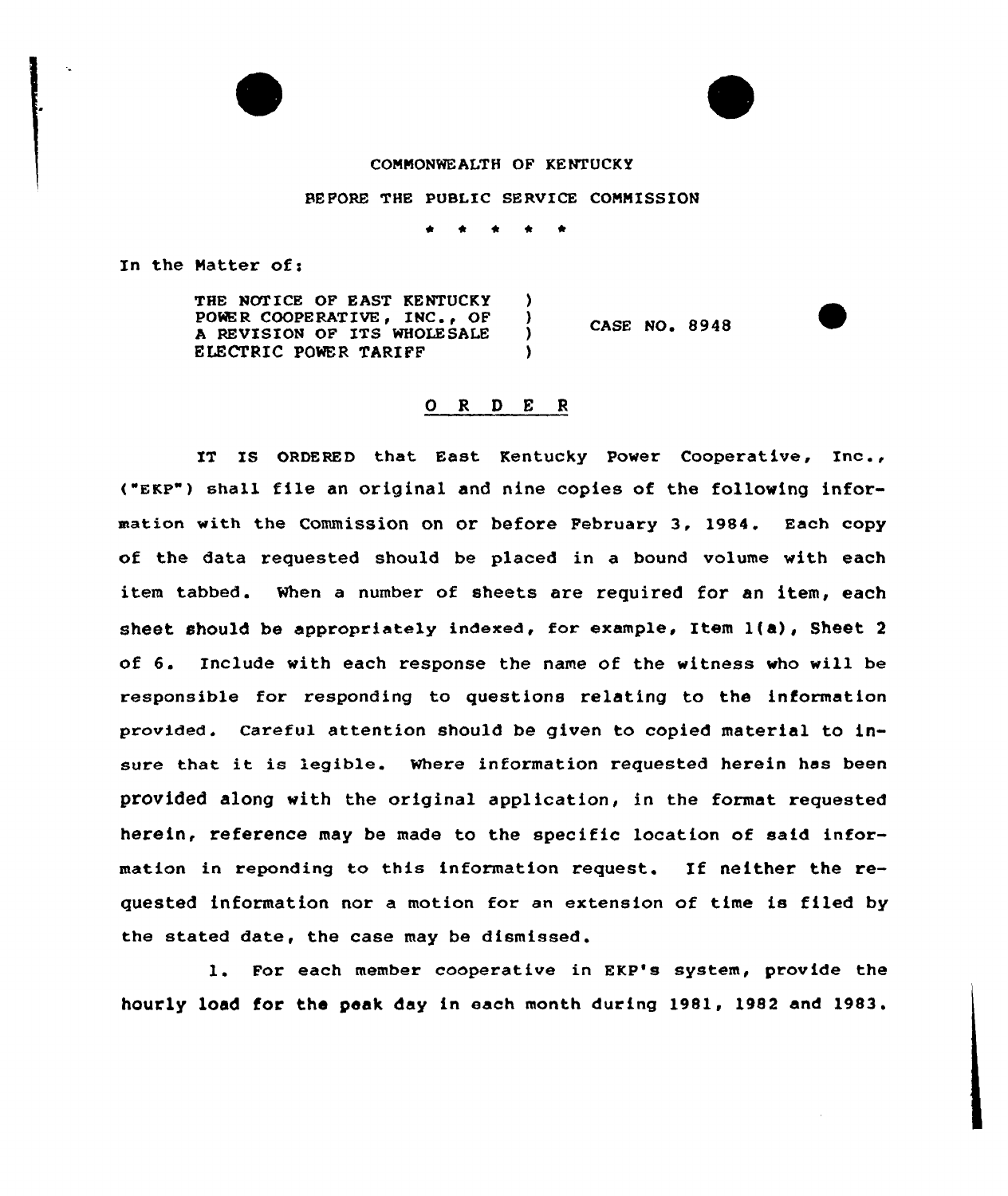COMMONWEALTH OF KENTUCKY

BEFORE THE PUBLIC SERVICE COMMISSION

\* \* \* \* \*

In the Matter of:

| | | |
|---|---|---|
| THE NOTICE OF EAST KENTUCKY POWER COOPERATIVE, INC., OF A REVISION OF ITS WHOLESALE ELECTRIC POWER TARIFF | ) ) ) ) | CASE NO. 8948 |

# O R D E R

IT IS ORDERED that East Kentucky Power Cooperative, Inc., ("EKP") shall file an original and nine copies of the following information with the Commission on or before February 3, 1984. Each copy of the data requested should be placed in a bound volume with each item tabbed. When a number of sheets are required for an item, each sheet should be appropriately indexed, for example, Item 1(a), Sheet 2 of 6. Include with each response the name of the witness who will be responsible for responding to questions relating to the information provided. Careful attention should be given to copied material to insure that it is legible. Where information requested herein has been provided along with the original application, in the format requested herein, reference may be made to the specific location of said information in reponding to this information request. If neither the requested information nor a motion for an extension of time is filed by the stated date, the case may be dismissed.

1. For each member cooperative in EKP's system, provide the hourly load for the peak day in each month during 1981, 1982 and 1983.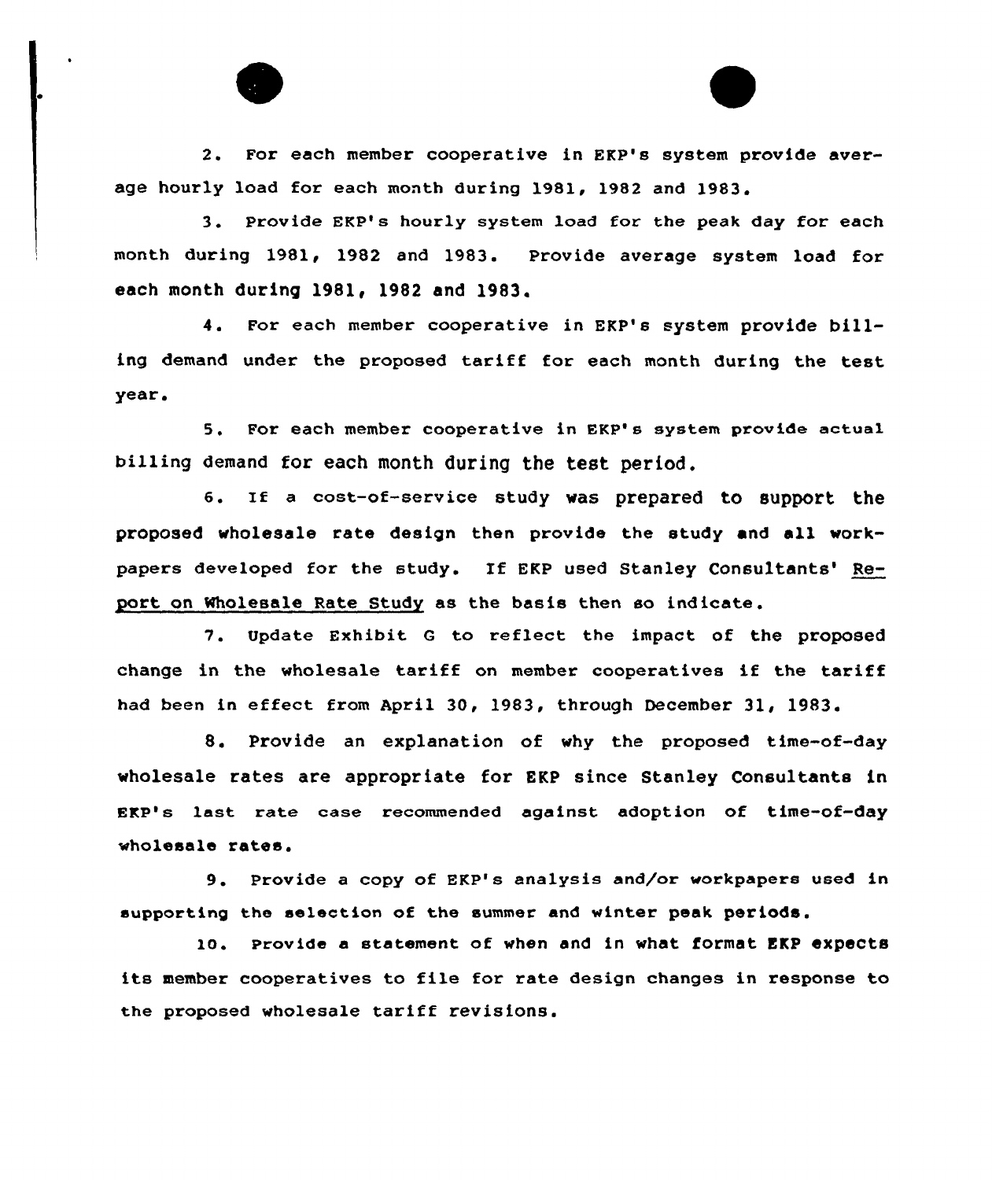2. For each member cooperative in EKP's system provide average hourly load for each month during 1981, 1982 and 1983.

3. Provide EKP's hourly system load for the peak day for each month during 1981, 1982 and 1983. Provide average system load for each month during 1981, 1982 and 1983.

4. For each member cooperative in EKP's system provide billing demand under the proposed tariff for each month during the test year.

5. For each member cooperative in EKP's system provide actual billing demand for each month during the test period.

6. If a cost-of-service study was prepared to support the proposed wholesale rate design then provide the study and all workpapers developed for the study. If EKP used Stanley Consultants' Report on Wholesale Rate Study as the basis then so indicate.

7. Update Exhibit G to reflect the impact of the proposed change in the wholesale tariff on member cooperatives if the tariff had been in effect from April 30, 1983, through December 31, 1983.

8. Provide an explanation of why the proposed time-of-day wholesale rates are appropriate for EKP since Stanley Consultants in EKP's last rate case recommended against adoption of time-of-day wholesale rates.

9. Provide a copy of EKP's analysis and/or workpapers used in supporting the selection of the summer and winter peak periods.

10. Provide a statement of when and in what format EKP expects its member cooperatives to file for rate design changes in response to the proposed wholesale tariff revisions.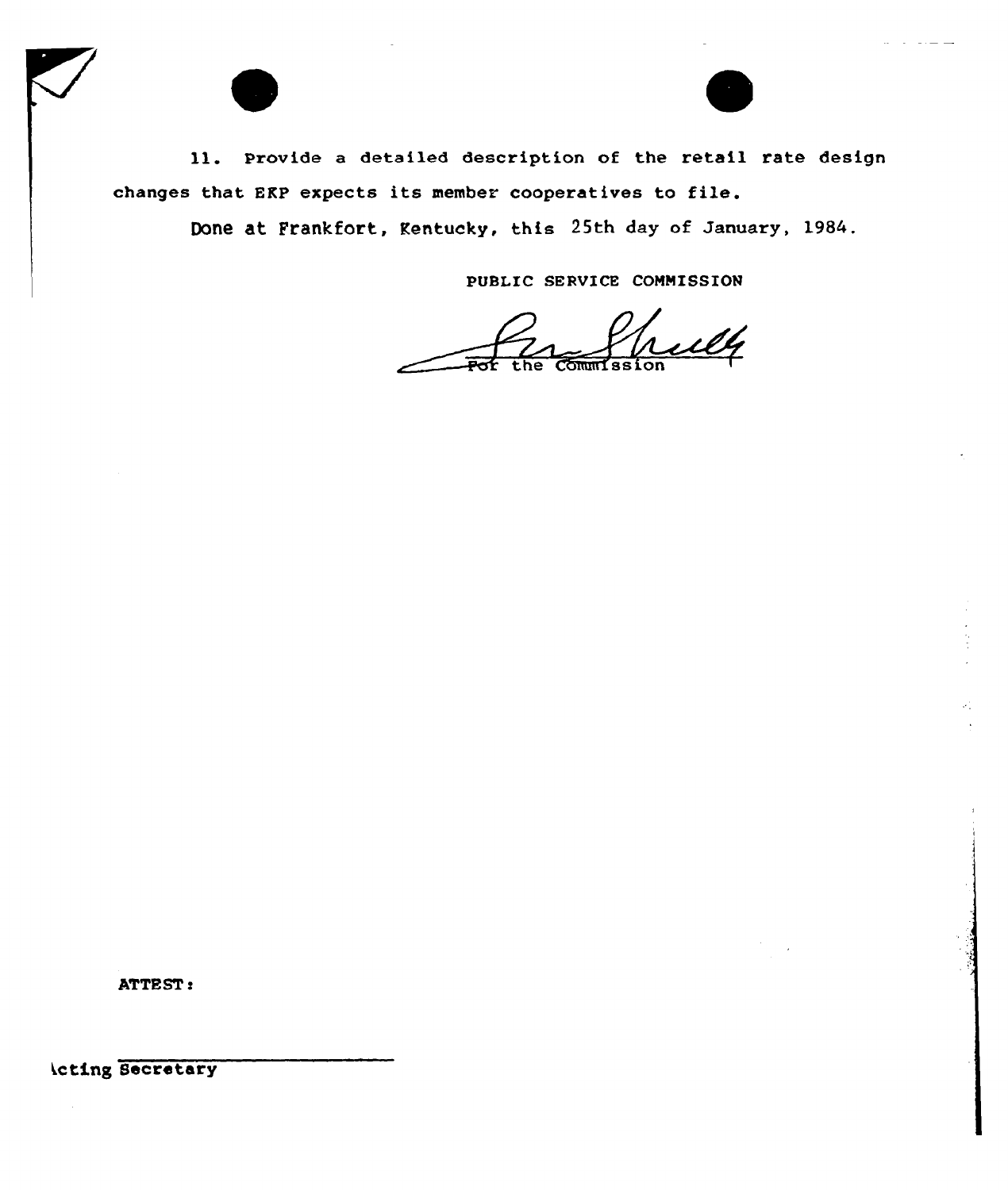11. Provide a detailed description of the retail rate design changes that EKP expects its member cooperatives to file.

Done at Frankfort, Kentucky, this 25th day of January, 1984.

PUBLIC SERVICE COMMISSION

For the Commission

ATTEST:

Acting Secretary